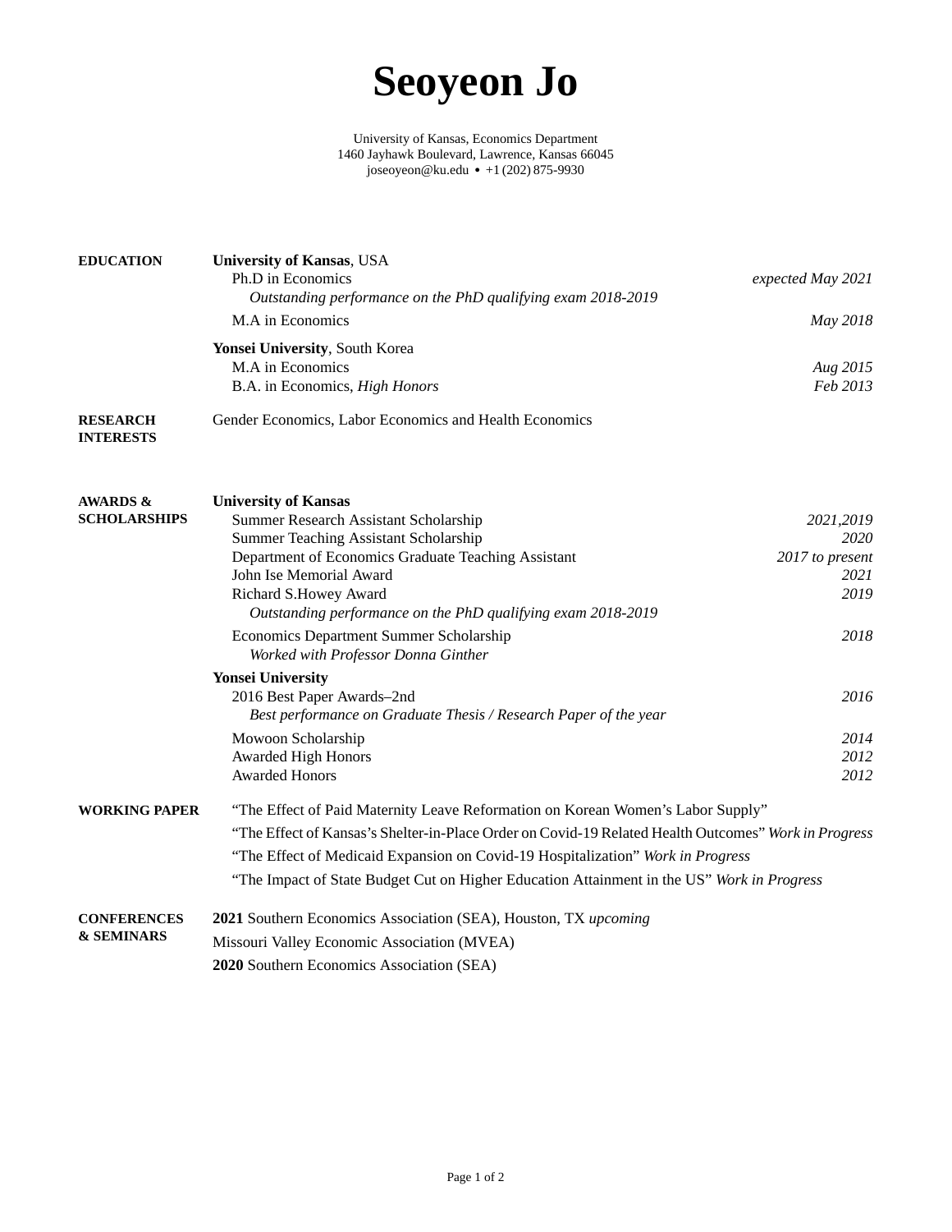# Seoyeon Jo

University of Kansas, Economics Department
1460 Jayhawk Boulevard, Lawrence, Kansas 66045
joseoyeon@ku.edu • +1 (202) 875-9930

## EDUCATION

**University of Kansas**, USA
- Ph.D in Economics — *expected May 2021*
  - *Outstanding performance on the PhD qualifying exam 2018-2019*
- M.A in Economics — *May 2018*

**Yonsei University**, South Korea
- M.A in Economics — *Aug 2015*
- B.A. in Economics, *High Honors* — *Feb 2013*

## RESEARCH INTERESTS

Gender Economics, Labor Economics and Health Economics

## AWARDS & SCHOLARSHIPS

**University of Kansas**
- Summer Research Assistant Scholarship — *2021,2019*
- Summer Teaching Assistant Scholarship — *2020*
- Department of Economics Graduate Teaching Assistant — *2017 to present*
- John Ise Memorial Award — *2021*
- Richard S.Howey Award — *2019*
  - *Outstanding performance on the PhD qualifying exam 2018-2019*
- Economics Department Summer Scholarship — *2018*
  - *Worked with Professor Donna Ginther*

**Yonsei University**
- 2016 Best Paper Awards–2nd — *2016*
  - *Best performance on Graduate Thesis / Research Paper of the year*
- Mowoon Scholarship — *2014*
- Awarded High Honors — *2012*
- Awarded Honors — *2012*

## WORKING PAPER

"The Effect of Paid Maternity Leave Reformation on Korean Women's Labor Supply"

"The Effect of Kansas's Shelter-in-Place Order on Covid-19 Related Health Outcomes" *Work in Progress*

"The Effect of Medicaid Expansion on Covid-19 Hospitalization" *Work in Progress*

"The Impact of State Budget Cut on Higher Education Attainment in the US" *Work in Progress*

## CONFERENCES & SEMINARS

**2021** Southern Economics Association (SEA), Houston, TX *upcoming*

Missouri Valley Economic Association (MVEA)

**2020** Southern Economics Association (SEA)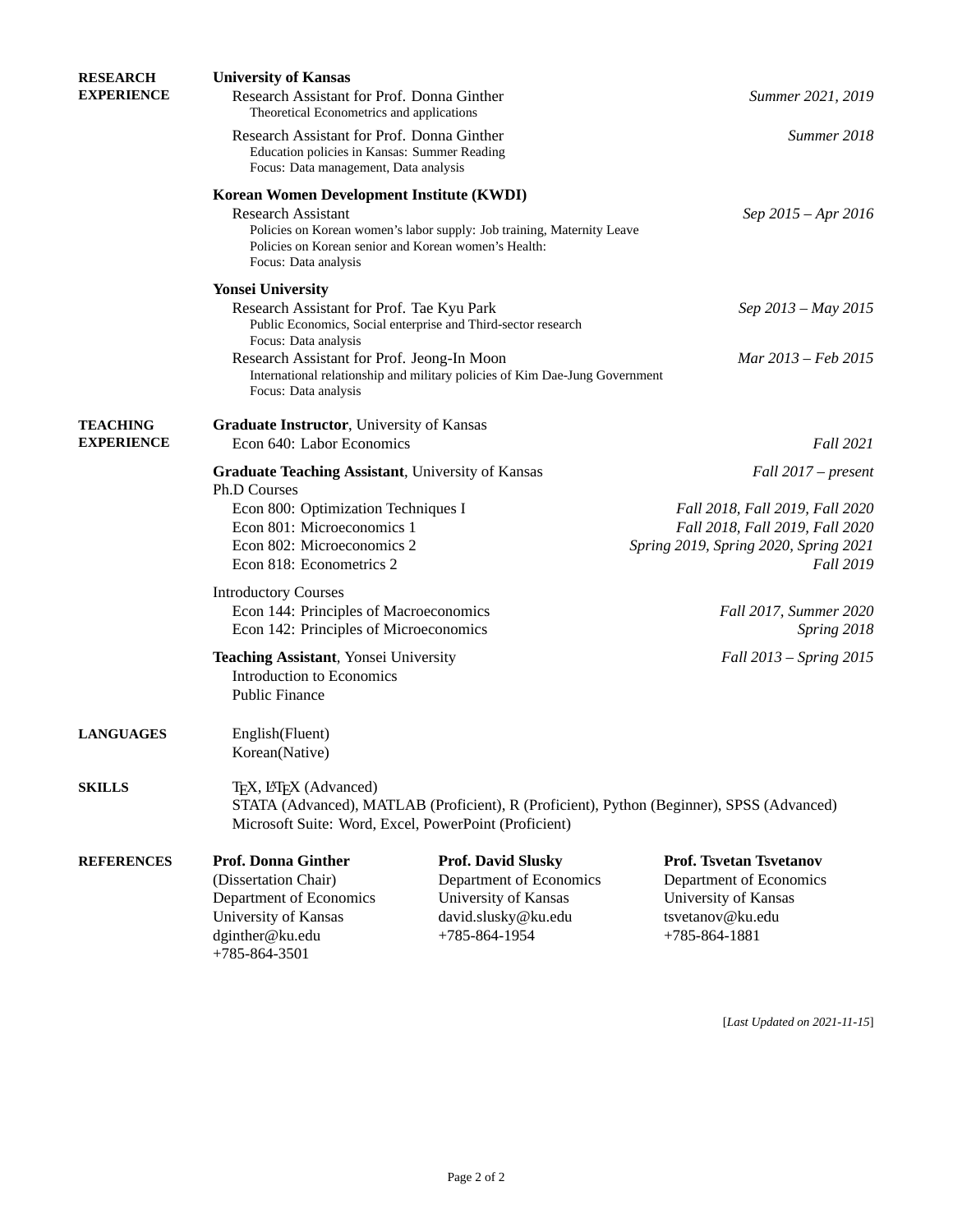## RESEARCH EXPERIENCE

**University of Kansas**

Research Assistant for Prof. Donna Ginther — *Summer 2021, 2019*
Theoretical Econometrics and applications

Research Assistant for Prof. Donna Ginther — *Summer 2018*
Education policies in Kansas: Summer Reading
Focus: Data management, Data analysis

**Korean Women Development Institute (KWDI)**

Research Assistant — *Sep 2015 – Apr 2016*
Policies on Korean women's labor supply: Job training, Maternity Leave
Policies on Korean senior and Korean women's Health:
Focus: Data analysis

**Yonsei University**

Research Assistant for Prof. Tae Kyu Park — *Sep 2013 – May 2015*
Public Economics, Social enterprise and Third-sector research
Focus: Data analysis

Research Assistant for Prof. Jeong-In Moon — *Mar 2013 – Feb 2015*
International relationship and military policies of Kim Dae-Jung Government
Focus: Data analysis

## TEACHING EXPERIENCE

**Graduate Instructor**, University of Kansas
Econ 640: Labor Economics — *Fall 2021*

**Graduate Teaching Assistant**, University of Kansas — *Fall 2017 – present*

Ph.D Courses
- Econ 800: Optimization Techniques I — *Fall 2018, Fall 2019, Fall 2020*
- Econ 801: Microeconomics 1 — *Fall 2018, Fall 2019, Fall 2020*
- Econ 802: Microeconomics 2 — *Spring 2019, Spring 2020, Spring 2021*
- Econ 818: Econometrics 2 — *Fall 2019*

Introductory Courses
- Econ 144: Principles of Macroeconomics — *Fall 2017, Summer 2020*
- Econ 142: Principles of Microeconomics — *Spring 2018*

**Teaching Assistant**, Yonsei University — *Fall 2013 – Spring 2015*
- Introduction to Economics
- Public Finance

## LANGUAGES

English(Fluent)
Korean(Native)

## SKILLS

TeX, LaTeX (Advanced)
STATA (Advanced), MATLAB (Proficient), R (Proficient), Python (Beginner), SPSS (Advanced)
Microsoft Suite: Word, Excel, PowerPoint (Proficient)

## REFERENCES

**Prof. Donna Ginther**
(Dissertation Chair)
Department of Economics
University of Kansas
dginther@ku.edu
+785-864-3501

**Prof. David Slusky**
Department of Economics
University of Kansas
david.slusky@ku.edu
+785-864-1954

**Prof. Tsvetan Tsvetanov**
Department of Economics
University of Kansas
tsvetanov@ku.edu
+785-864-1881

[*Last Updated on 2021-11-15*]